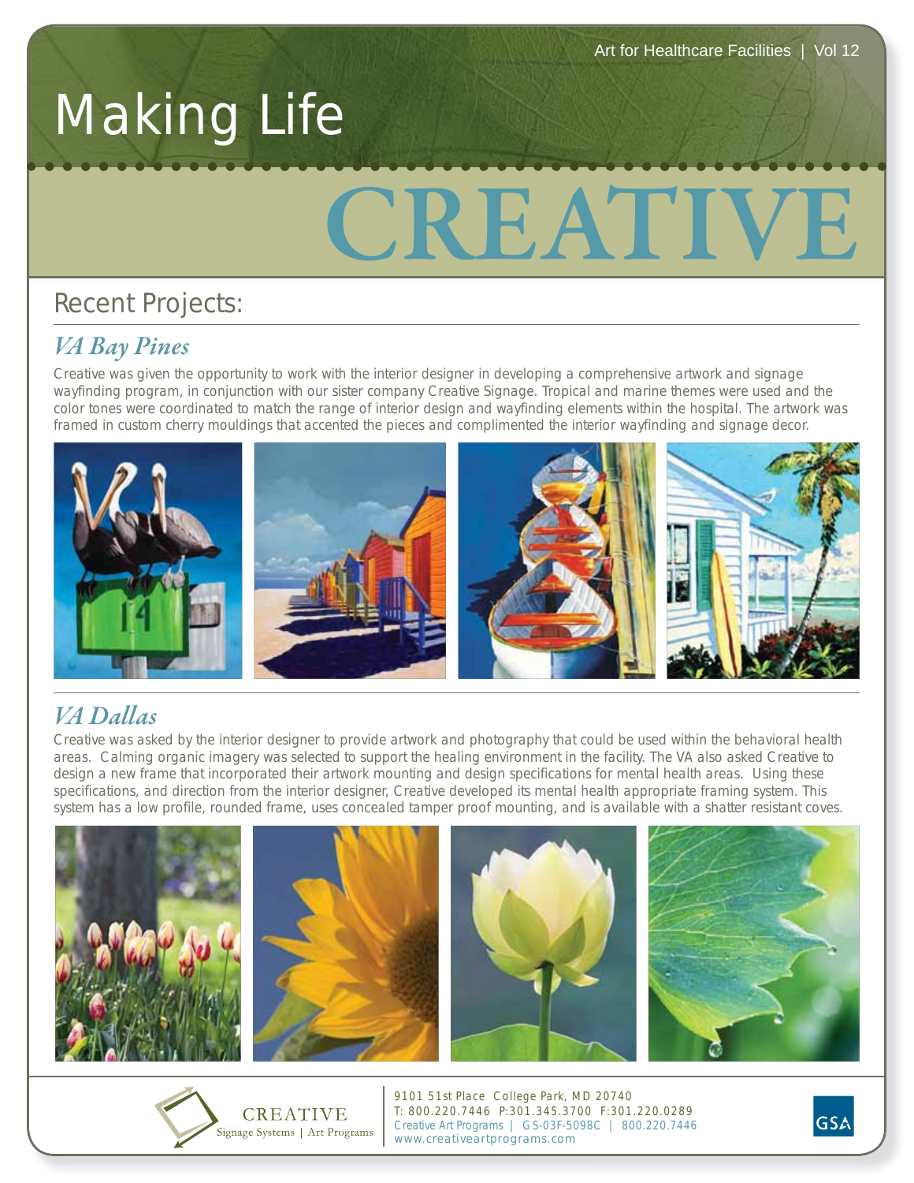Art for Healthcare Facilities | Vol 12

# Making Life CREATIVE

## Recent Projects:

### *VA Bay Pines*

Creative was given the opportunity to work with the interior designer in developing a comprehensive artwork and signage wayfinding program, in conjunction with our sister company Creative Signage. Tropical and marine themes were used and the color tones were coordinated to match the range of interior design and wayfinding elements within the hospital. The artwork was framed in custom cherry mouldings that accented the pieces and complimented the interior wayfinding and signage decor.

### *VA Dallas*

Creative was asked by the interior designer to provide artwork and photography that could be used within the behavioral health areas. Calming organic imagery was selected to support the healing environment in the facility. The VA also asked Creative to design a new frame that incorporated their artwork mounting and design specifications for mental health areas. Using these specifications, and direction from the interior designer, Creative developed its mental health appropriate framing system. This system has a low profile, rounded frame, uses concealed tamper proof mounting, and is available with a shatter resistant coves.

CREATIVE
Signage Systems | Art Programs

9101 51st Place College Park, MD 20740
T: 800.220.7446 P:301.345.3700 F:301.220.0289
Creative Art Programs | GS-03F-5098C | 800.220.7446
www.creativeartprograms.com

GSA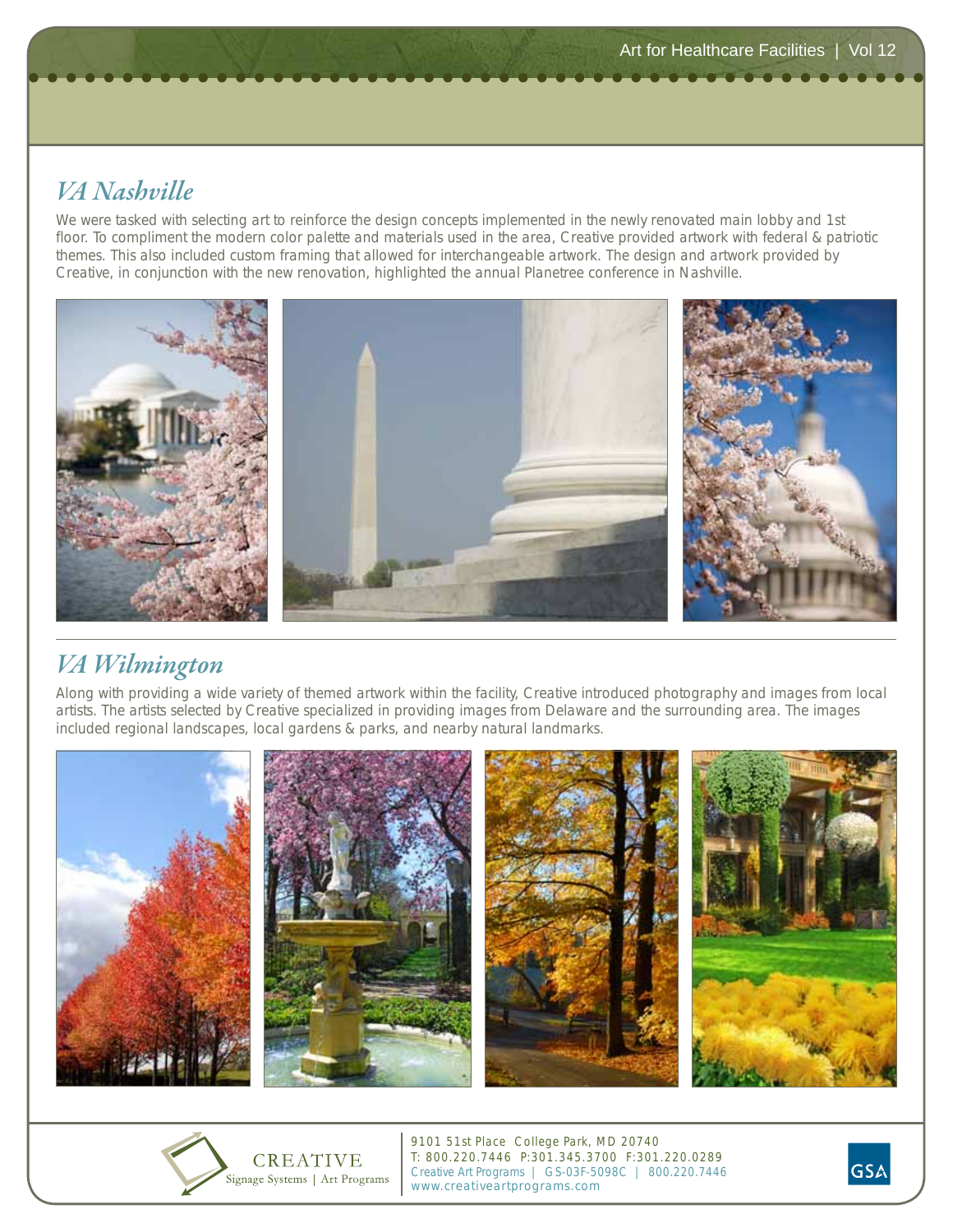## VA Nashville

We were tasked with selecting art to reinforce the design concepts implemented in the newly renovated main lobby and 1st floor. To compliment the modern color palette and materials used in the area, Creative provided artwork with federal & patriotic themes. This also included custom framing that allowed for interchangeable artwork. The design and artwork provided by Creative, in conjunction with the new renovation, highlighted the annual Planetree conference in Nashville.

## VA Wilmington

Along with providing a wide variety of themed artwork within the facility, Creative introduced photography and images from local artists. The artists selected by Creative specialized in providing images from Delaware and the surrounding area. The images included regional landscapes, local gardens & parks, and nearby natural landmarks.

CREATIVE
Signage Systems | Art Programs

9101 51st Place College Park, MD 20740
T: 800.220.7446 P:301.345.3700 F:301.220.0289
Creative Art Programs | GS-03F-5098C | 800.220.7446
www.creativeartprograms.com

GSA